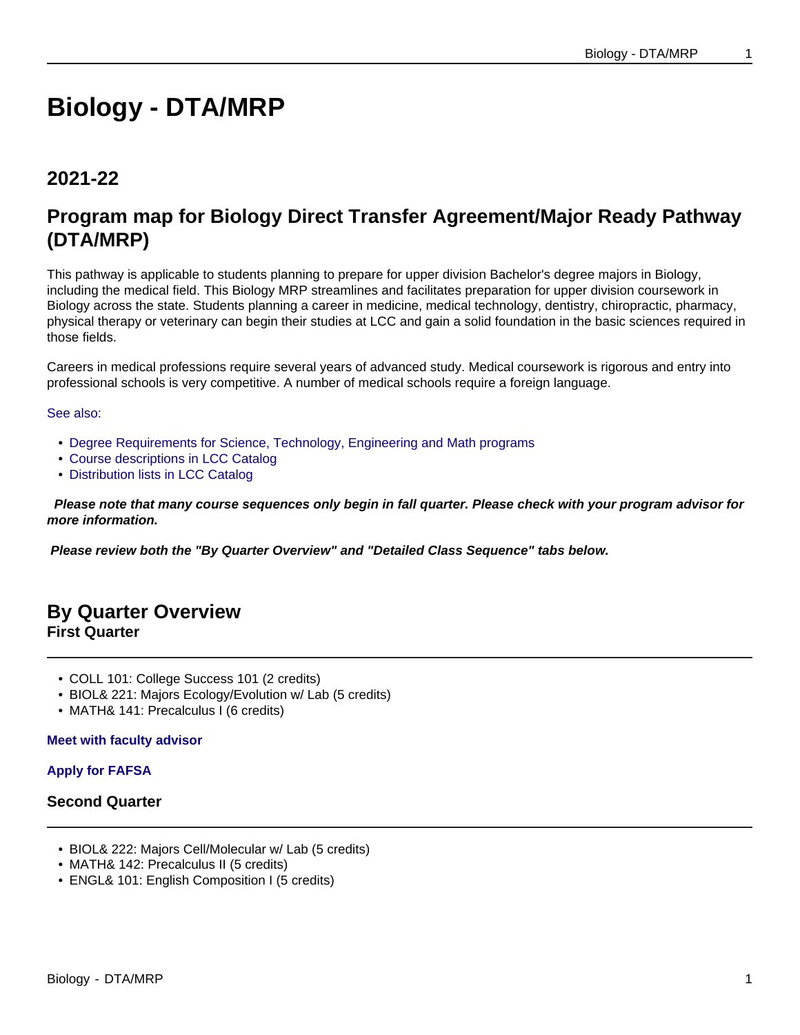# Biology - DTA/MRP

## 2021-22

## Program map for Biology Direct Transfer Agreement/Major Ready Pathway (DTA/MRP)

This pathway is applicable to students planning to prepare for upper division Bachelor's degree majors in Biology, including the medical field. This Biology MRP streamlines and facilitates preparation for upper division coursework in Biology across the state. Students planning a career in medicine, medical technology, dentistry, chiropractic, pharmacy, physical therapy or veterinary can begin their studies at LCC and gain a solid foundation in the basic sciences required in those fields.

Careers in medical professions require several years of advanced study. Medical coursework is rigorous and entry into professional schools is very competitive. A number of medical schools require a foreign language.

See also:

- Degree Requirements for Science, Technology, Engineering and Math programs
- Course descriptions in LCC Catalog
- Distribution lists in LCC Catalog

***Please note that many course sequences only begin in fall quarter. Please check with your program advisor for more information.***

***Please review both the "By Quarter Overview" and "Detailed Class Sequence" tabs below.***

## By Quarter Overview

### First Quarter

- COLL 101: College Success 101 (2 credits)
- BIOL& 221: Majors Ecology/Evolution w/ Lab (5 credits)
- MATH& 141: Precalculus I (6 credits)

**Meet with faculty advisor**

**Apply for FAFSA**

### Second Quarter

- BIOL& 222: Majors Cell/Molecular w/ Lab (5 credits)
- MATH& 142: Precalculus II (5 credits)
- ENGL& 101: English Composition I (5 credits)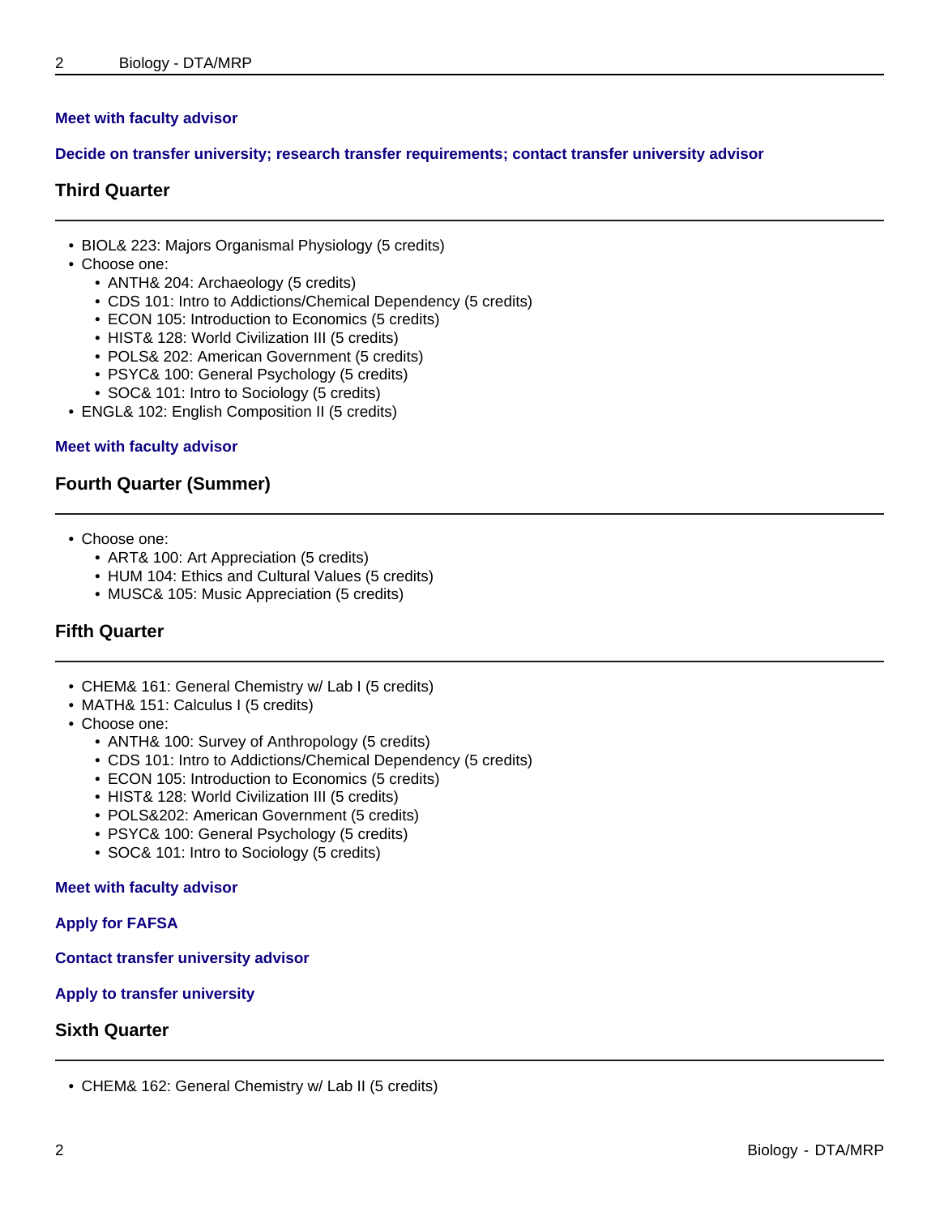**Meet with faculty advisor**

**Decide on transfer university; research transfer requirements; contact transfer university advisor**

## Third Quarter

- BIOL& 223: Majors Organismal Physiology (5 credits)
- Choose one:
  - ANTH& 204: Archaeology (5 credits)
  - CDS 101: Intro to Addictions/Chemical Dependency (5 credits)
  - ECON 105: Introduction to Economics (5 credits)
  - HIST& 128: World Civilization III (5 credits)
  - POLS& 202: American Government (5 credits)
  - PSYC& 100: General Psychology (5 credits)
  - SOC& 101: Intro to Sociology (5 credits)
- ENGL& 102: English Composition II (5 credits)

**Meet with faculty advisor**

## Fourth Quarter (Summer)

- Choose one:
  - ART& 100: Art Appreciation (5 credits)
  - HUM 104: Ethics and Cultural Values (5 credits)
  - MUSC& 105: Music Appreciation (5 credits)

## Fifth Quarter

- CHEM& 161: General Chemistry w/ Lab I (5 credits)
- MATH& 151: Calculus I (5 credits)
- Choose one:
  - ANTH& 100: Survey of Anthropology (5 credits)
  - CDS 101: Intro to Addictions/Chemical Dependency (5 credits)
  - ECON 105: Introduction to Economics (5 credits)
  - HIST& 128: World Civilization III (5 credits)
  - POLS&202: American Government (5 credits)
  - PSYC& 100: General Psychology (5 credits)
  - SOC& 101: Intro to Sociology (5 credits)

**Meet with faculty advisor**

**Apply for FAFSA**

**Contact transfer university advisor**

**Apply to transfer university**

## Sixth Quarter

- CHEM& 162: General Chemistry w/ Lab II (5 credits)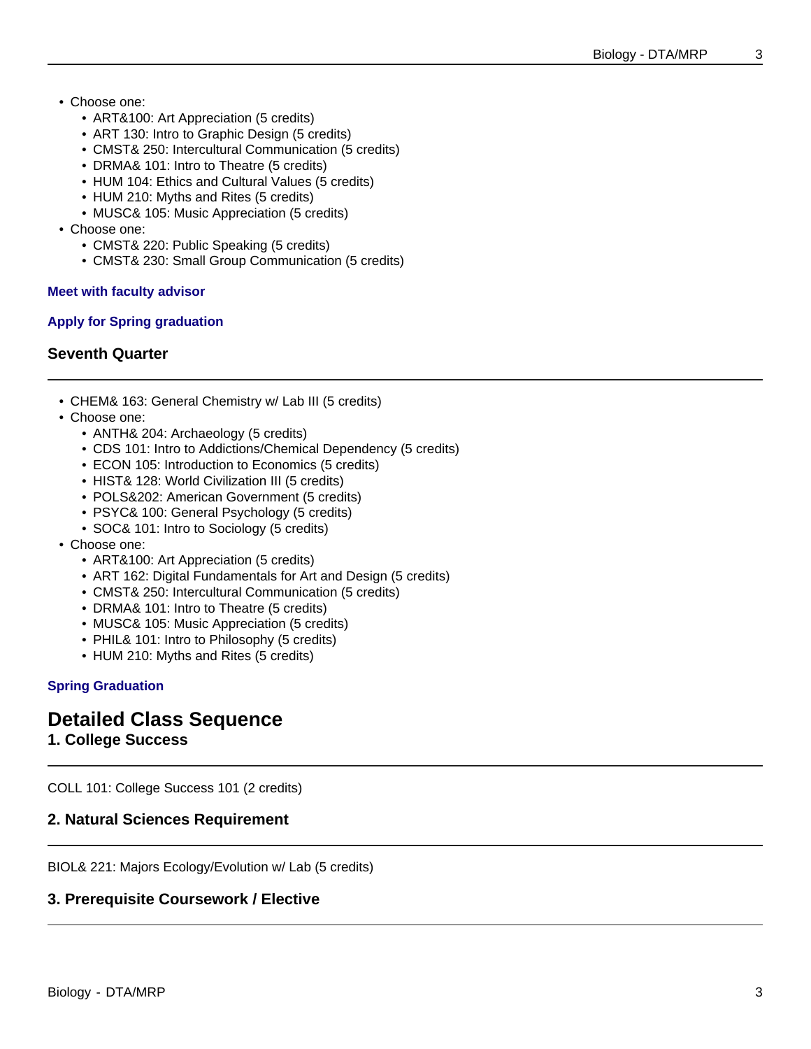- Choose one:
  - ART&100: Art Appreciation (5 credits)
  - ART 130: Intro to Graphic Design (5 credits)
  - CMST& 250: Intercultural Communication (5 credits)
  - DRMA& 101: Intro to Theatre (5 credits)
  - HUM 104: Ethics and Cultural Values (5 credits)
  - HUM 210: Myths and Rites (5 credits)
  - MUSC& 105: Music Appreciation (5 credits)
- Choose one:
  - CMST& 220: Public Speaking (5 credits)
  - CMST& 230: Small Group Communication (5 credits)

**Meet with faculty advisor**

**Apply for Spring graduation**

### Seventh Quarter

- CHEM& 163: General Chemistry w/ Lab III (5 credits)
- Choose one:
  - ANTH& 204: Archaeology (5 credits)
  - CDS 101: Intro to Addictions/Chemical Dependency (5 credits)
  - ECON 105: Introduction to Economics (5 credits)
  - HIST& 128: World Civilization III (5 credits)
  - POLS&202: American Government (5 credits)
  - PSYC& 100: General Psychology (5 credits)
  - SOC& 101: Intro to Sociology (5 credits)
- Choose one:
  - ART&100: Art Appreciation (5 credits)
  - ART 162: Digital Fundamentals for Art and Design (5 credits)
  - CMST& 250: Intercultural Communication (5 credits)
  - DRMA& 101: Intro to Theatre (5 credits)
  - MUSC& 105: Music Appreciation (5 credits)
  - PHIL& 101: Intro to Philosophy (5 credits)
  - HUM 210: Myths and Rites (5 credits)

**Spring Graduation**

## Detailed Class Sequence

### 1. College Success

COLL 101: College Success 101 (2 credits)

### 2. Natural Sciences Requirement

BIOL& 221: Majors Ecology/Evolution w/ Lab (5 credits)

### 3. Prerequisite Coursework / Elective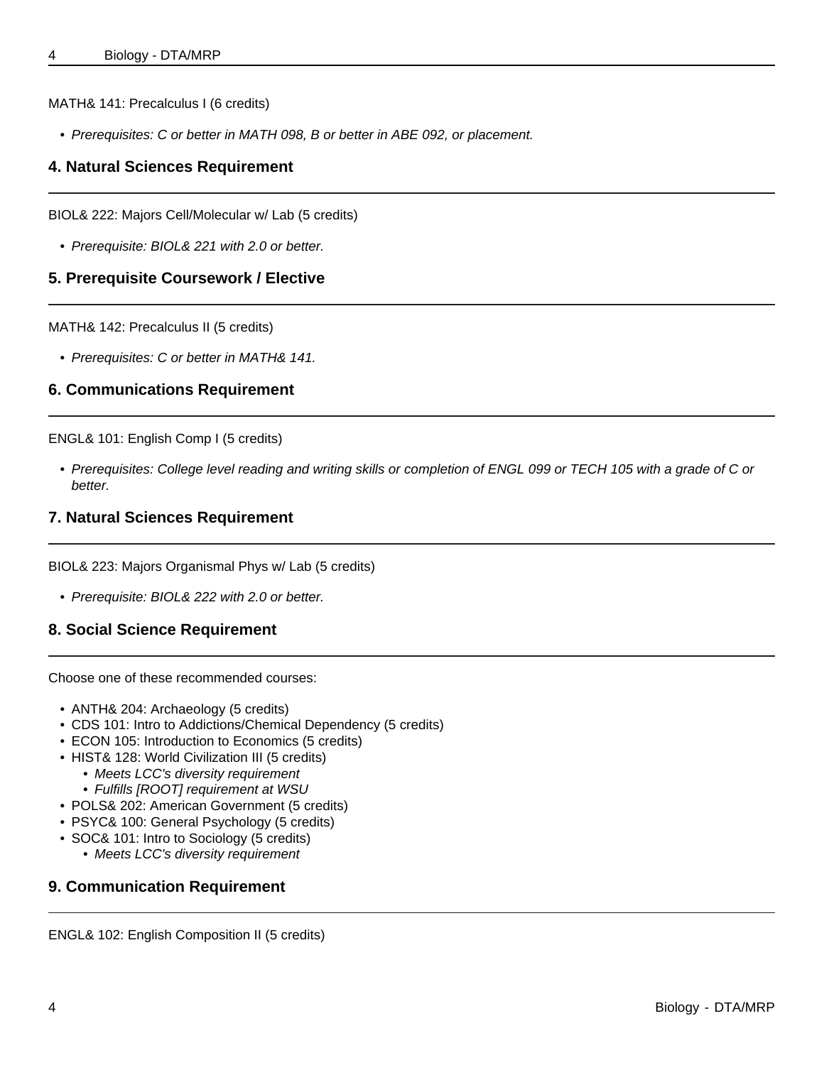MATH& 141: Precalculus I (6 credits)

- *Prerequisites: C or better in MATH 098, B or better in ABE 092, or placement.*

### 4. Natural Sciences Requirement

BIOL& 222: Majors Cell/Molecular w/ Lab (5 credits)

- *Prerequisite: BIOL& 221 with 2.0 or better.*

### 5. Prerequisite Coursework / Elective

MATH& 142: Precalculus II (5 credits)

- *Prerequisites: C or better in MATH& 141.*

### 6. Communications Requirement

ENGL& 101: English Comp I (5 credits)

- *Prerequisites: College level reading and writing skills or completion of ENGL 099 or TECH 105 with a grade of C or better.*

### 7. Natural Sciences Requirement

BIOL& 223: Majors Organismal Phys w/ Lab (5 credits)

- *Prerequisite: BIOL& 222 with 2.0 or better.*

### 8. Social Science Requirement

Choose one of these recommended courses:

- ANTH& 204: Archaeology (5 credits)
- CDS 101: Intro to Addictions/Chemical Dependency (5 credits)
- ECON 105: Introduction to Economics (5 credits)
- HIST& 128: World Civilization III (5 credits)
  - *Meets LCC's diversity requirement*
  - *Fulfills [ROOT] requirement at WSU*
- POLS& 202: American Government (5 credits)
- PSYC& 100: General Psychology (5 credits)
- SOC& 101: Intro to Sociology (5 credits)
  - *Meets LCC's diversity requirement*

### 9. Communication Requirement

ENGL& 102: English Composition II (5 credits)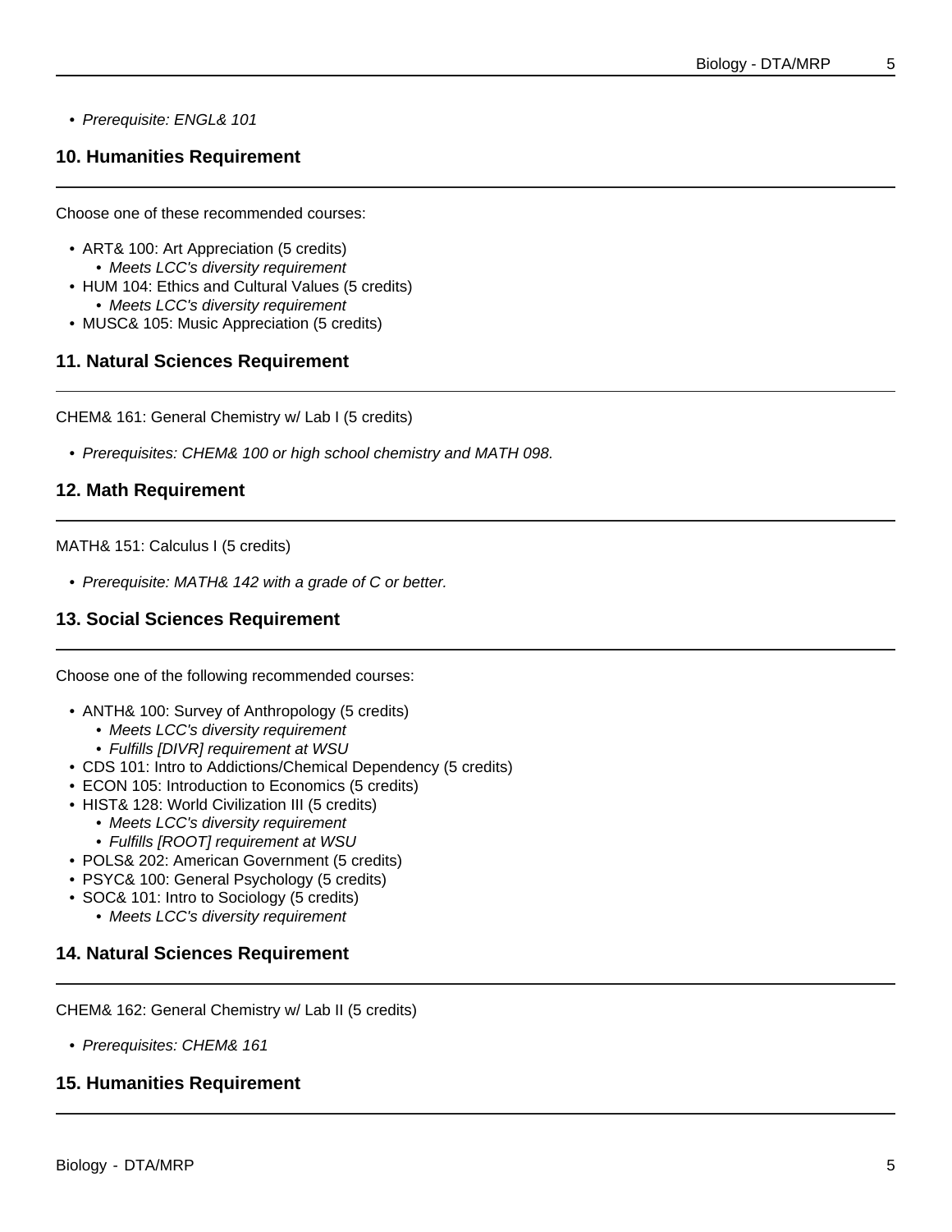- *Prerequisite: ENGL& 101*

## 10. Humanities Requirement

Choose one of these recommended courses:

- ART& 100: Art Appreciation (5 credits)
  - *Meets LCC's diversity requirement*
- HUM 104: Ethics and Cultural Values (5 credits)
  - *Meets LCC's diversity requirement*
- MUSC& 105: Music Appreciation (5 credits)

## 11. Natural Sciences Requirement

CHEM& 161: General Chemistry w/ Lab I (5 credits)

- *Prerequisites: CHEM& 100 or high school chemistry and MATH 098.*

## 12. Math Requirement

MATH& 151: Calculus I (5 credits)

- *Prerequisite: MATH& 142 with a grade of C or better.*

## 13. Social Sciences Requirement

Choose one of the following recommended courses:

- ANTH& 100: Survey of Anthropology (5 credits)
  - *Meets LCC's diversity requirement*
  - *Fulfills [DIVR] requirement at WSU*
- CDS 101: Intro to Addictions/Chemical Dependency (5 credits)
- ECON 105: Introduction to Economics (5 credits)
- HIST& 128: World Civilization III (5 credits)
  - *Meets LCC's diversity requirement*
  - *Fulfills [ROOT] requirement at WSU*
- POLS& 202: American Government (5 credits)
- PSYC& 100: General Psychology (5 credits)
- SOC& 101: Intro to Sociology (5 credits)
  - *Meets LCC's diversity requirement*

## 14. Natural Sciences Requirement

CHEM& 162: General Chemistry w/ Lab II (5 credits)

- *Prerequisites: CHEM& 161*

## 15. Humanities Requirement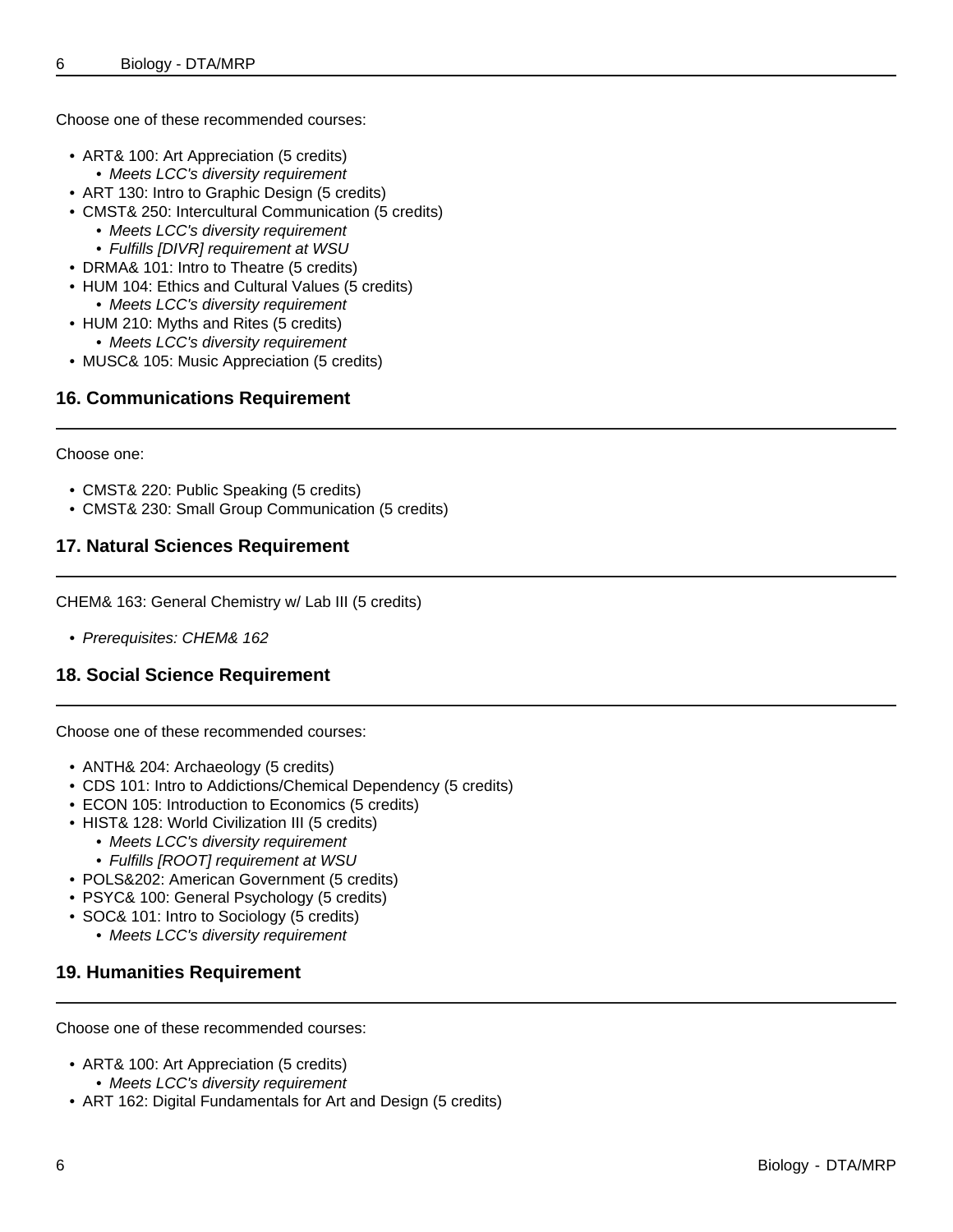Choose one of these recommended courses:

- ART& 100: Art Appreciation (5 credits)
  - *Meets LCC's diversity requirement*
- ART 130: Intro to Graphic Design (5 credits)
- CMST& 250: Intercultural Communication (5 credits)
  - *Meets LCC's diversity requirement*
  - *Fulfills [DIVR] requirement at WSU*
- DRMA& 101: Intro to Theatre (5 credits)
- HUM 104: Ethics and Cultural Values (5 credits)
  - *Meets LCC's diversity requirement*
- HUM 210: Myths and Rites (5 credits)
  - *Meets LCC's diversity requirement*
- MUSC& 105: Music Appreciation (5 credits)

### 16. Communications Requirement

Choose one:

- CMST& 220: Public Speaking (5 credits)
- CMST& 230: Small Group Communication (5 credits)

### 17. Natural Sciences Requirement

CHEM& 163: General Chemistry w/ Lab III (5 credits)

- *Prerequisites: CHEM& 162*

### 18. Social Science Requirement

Choose one of these recommended courses:

- ANTH& 204: Archaeology (5 credits)
- CDS 101: Intro to Addictions/Chemical Dependency (5 credits)
- ECON 105: Introduction to Economics (5 credits)
- HIST& 128: World Civilization III (5 credits)
  - *Meets LCC's diversity requirement*
  - *Fulfills [ROOT] requirement at WSU*
- POLS&202: American Government (5 credits)
- PSYC& 100: General Psychology (5 credits)
- SOC& 101: Intro to Sociology (5 credits)
  - *Meets LCC's diversity requirement*

### 19. Humanities Requirement

Choose one of these recommended courses:

- ART& 100: Art Appreciation (5 credits)
  - *Meets LCC's diversity requirement*
- ART 162: Digital Fundamentals for Art and Design (5 credits)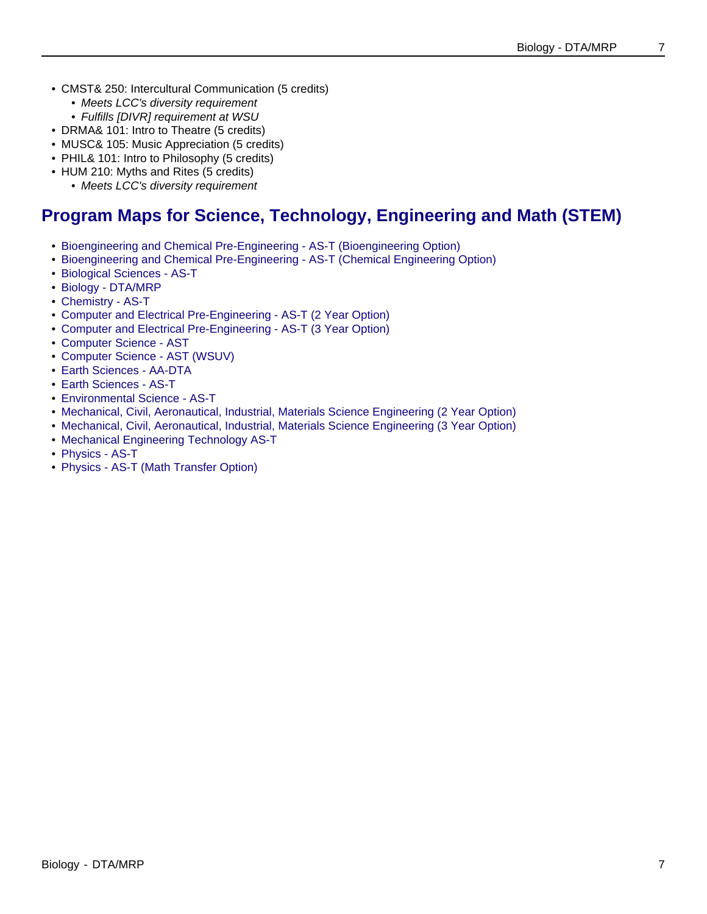- CMST& 250: Intercultural Communication (5 credits)
  - *Meets LCC's diversity requirement*
  - *Fulfills [DIVR] requirement at WSU*
- DRMA& 101: Intro to Theatre (5 credits)
- MUSC& 105: Music Appreciation (5 credits)
- PHIL& 101: Intro to Philosophy (5 credits)
- HUM 210: Myths and Rites (5 credits)
  - *Meets LCC's diversity requirement*

## Program Maps for Science, Technology, Engineering and Math (STEM)

- Bioengineering and Chemical Pre-Engineering - AS-T (Bioengineering Option)
- Bioengineering and Chemical Pre-Engineering - AS-T (Chemical Engineering Option)
- Biological Sciences - AS-T
- Biology - DTA/MRP
- Chemistry - AS-T
- Computer and Electrical Pre-Engineering - AS-T (2 Year Option)
- Computer and Electrical Pre-Engineering - AS-T (3 Year Option)
- Computer Science - AST
- Computer Science - AST (WSUV)
- Earth Sciences - AA-DTA
- Earth Sciences - AS-T
- Environmental Science - AS-T
- Mechanical, Civil, Aeronautical, Industrial, Materials Science Engineering (2 Year Option)
- Mechanical, Civil, Aeronautical, Industrial, Materials Science Engineering (3 Year Option)
- Mechanical Engineering Technology AS-T
- Physics - AS-T
- Physics - AS-T (Math Transfer Option)